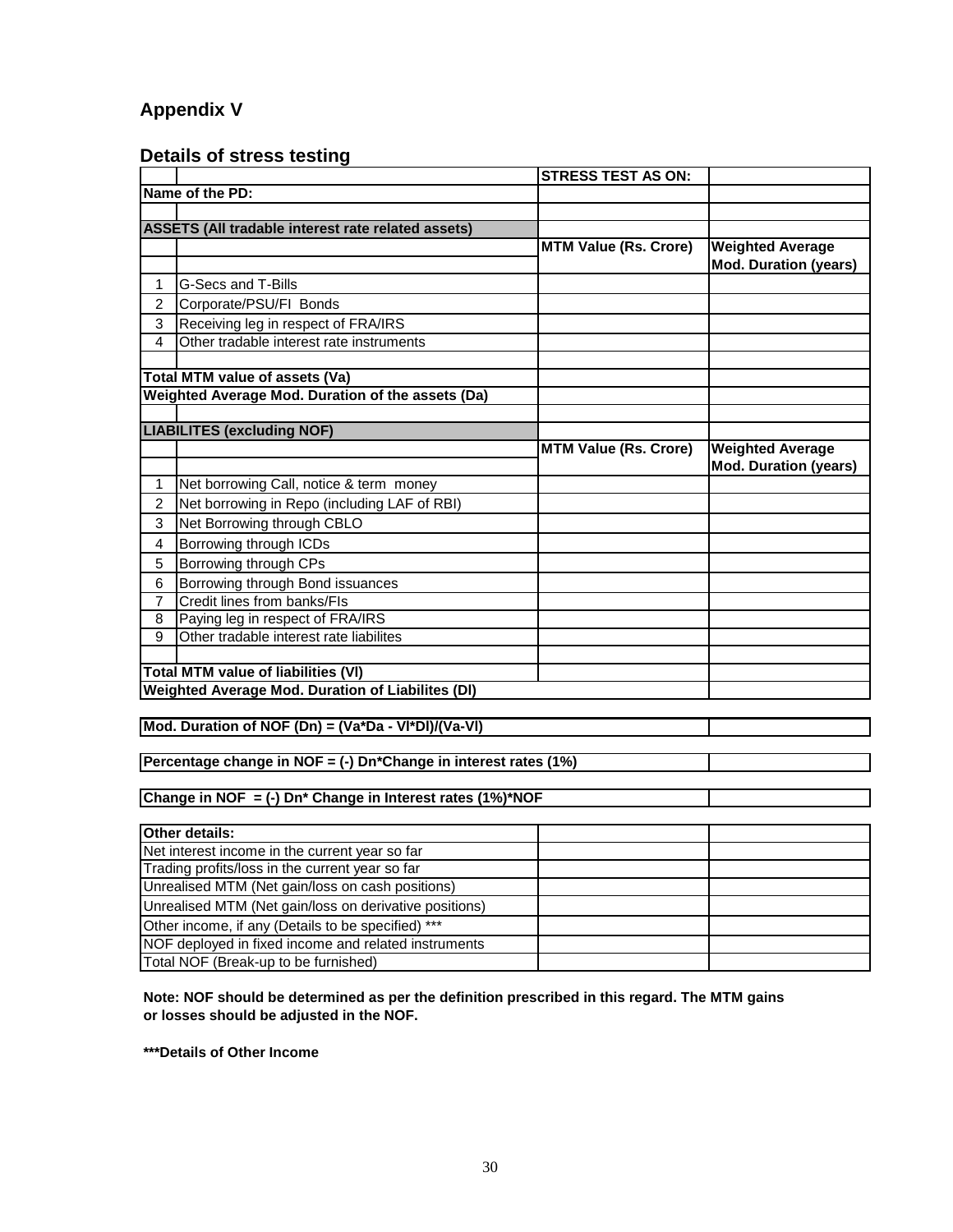## Appendix V

## Details of stress testing

| | | STRESS TEST AS ON: | |
|---|---|---|---|
| **Name of the PD:** | | | |
| | | | |
| **ASSETS (All tradable interest rate related assets)** | | | |
| | | **MTM Value (Rs. Crore)** | **Weighted Average Mod. Duration (years)** |
| 1 | G-Secs and T-Bills | | |
| 2 | Corporate/PSU/FI Bonds | | |
| 3 | Receiving leg in respect of FRA/IRS | | |
| 4 | Other tradable interest rate instruments | | |
| | | | |
| **Total MTM value of assets (Va)** | | | |
| **Weighted Average Mod. Duration of the assets (Da)** | | | |
| | | | |
| **LIABILITES (excluding NOF)** | | | |
| | | **MTM Value (Rs. Crore)** | **Weighted Average Mod. Duration (years)** |
| 1 | Net borrowing Call, notice & term money | | |
| 2 | Net borrowing in Repo (including LAF of RBI) | | |
| 3 | Net Borrowing through CBLO | | |
| 4 | Borrowing through ICDs | | |
| 5 | Borrowing through CPs | | |
| 6 | Borrowing through Bond issuances | | |
| 7 | Credit lines from banks/FIs | | |
| 8 | Paying leg in respect of FRA/IRS | | |
| 9 | Other tradable interest rate liabilites | | |
| | | | |
| **Total MTM value of liabilities (Vl)** | | | |
| **Weighted Average Mod. Duration of Liabilites (Dl)** | | | |

| | |
|---|---|
| **Mod. Duration of NOF (Dn) = (Va*Da - Vl*Dl)/(Va-Vl)** | |
| **Percentage change in NOF = (-) Dn*Change in interest rates (1%)** | |
| **Change in NOF = (-) Dn* Change in Interest rates (1%)*NOF** | |

| **Other details:** | | |
|---|---|---|
| Net interest income in the current year so far | | |
| Trading profits/loss in the current year so far | | |
| Unrealised MTM (Net gain/loss on cash positions) | | |
| Unrealised MTM (Net gain/loss on derivative positions) | | |
| Other income, if any (Details to be specified) *** | | |
| NOF deployed in fixed income and related instruments | | |
| Total NOF (Break-up to be furnished) | | |

**Note: NOF should be determined as per the definition prescribed in this regard. The MTM gains or losses should be adjusted in the NOF.**

*****Details of Other Income**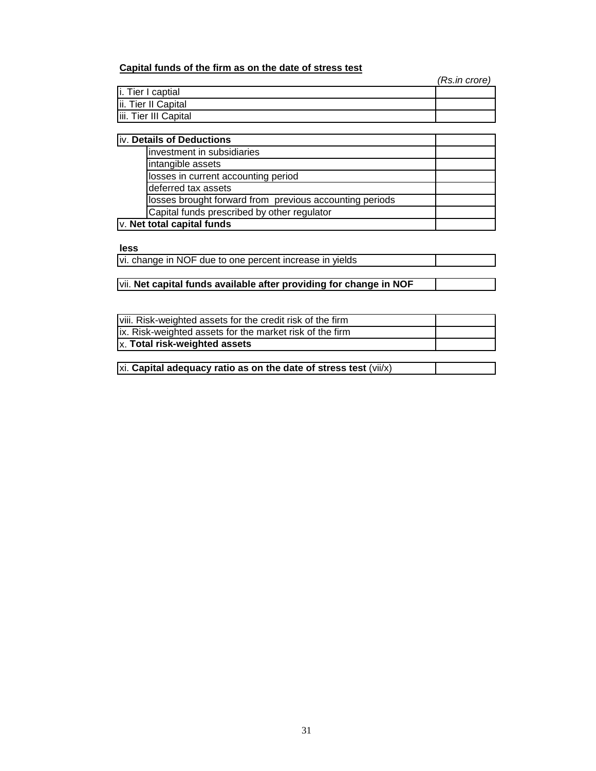**Capital funds of the firm as on the date of stress test**

*(Rs.in crore)*

| | |
|---|---|
| i. Tier I captial | |
| ii. Tier II Capital | |
| iii. Tier III Capital | |

| | | |
|---|---|---|
| iv. **Details of Deductions** | | |
| | investment in subsidiaries | |
| | intangible assets | |
| | losses in current accounting period | |
| | deferred tax assets | |
| | losses brought forward from previous accounting periods | |
| | Capital funds prescribed by other regulator | |
| v. **Net total capital funds** | | |

**less**

| | |
|---|---|
| vi. change in NOF due to one percent increase in yields | |

| | |
|---|---|
| vii. **Net capital funds available after providing for change in NOF** | |

| | |
|---|---|
| viii. Risk-weighted assets for the credit risk of the firm | |
| ix. Risk-weighted assets for the market risk of the firm | |
| x. **Total risk-weighted assets** | |

| | |
|---|---|
| xi. **Capital adequacy ratio as on the date of stress test** (vii/x) | |